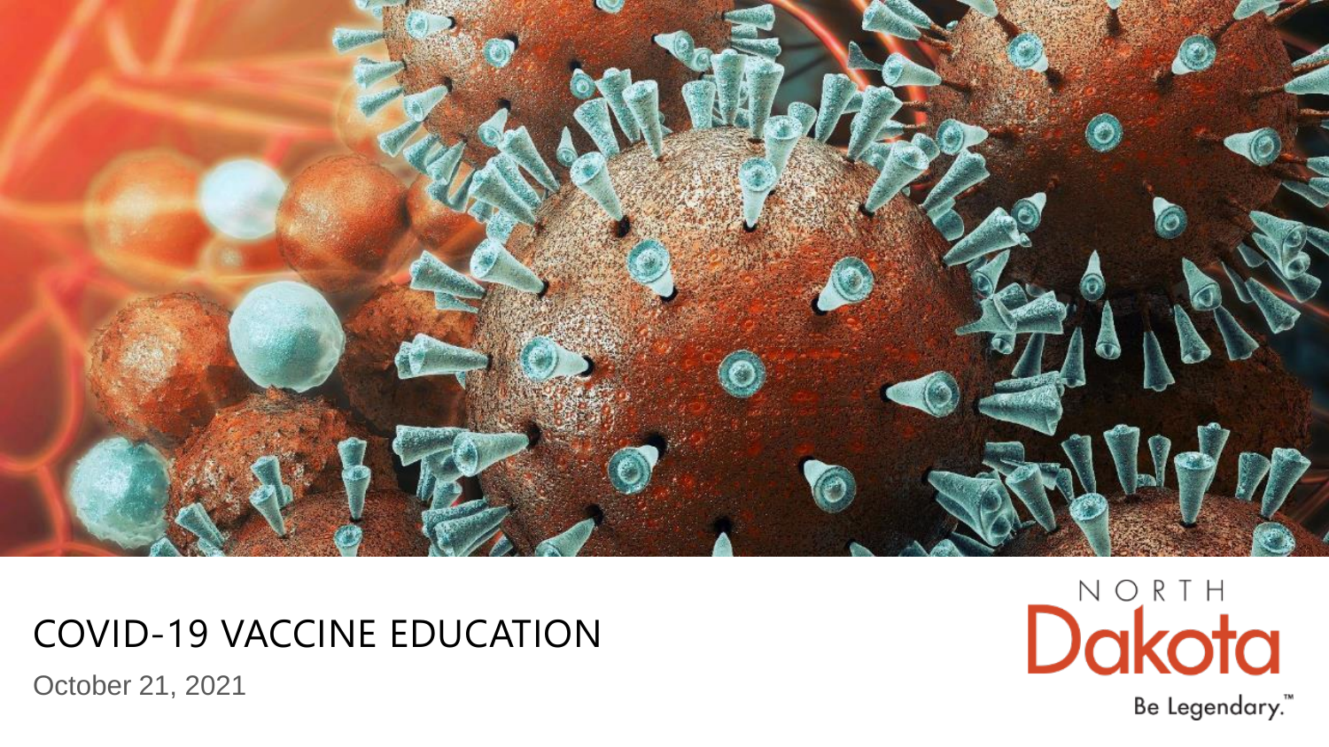# COVID-19 VACCINE EDUCATION

October 21, 2021

NORTH Dakota

Be Legendary.™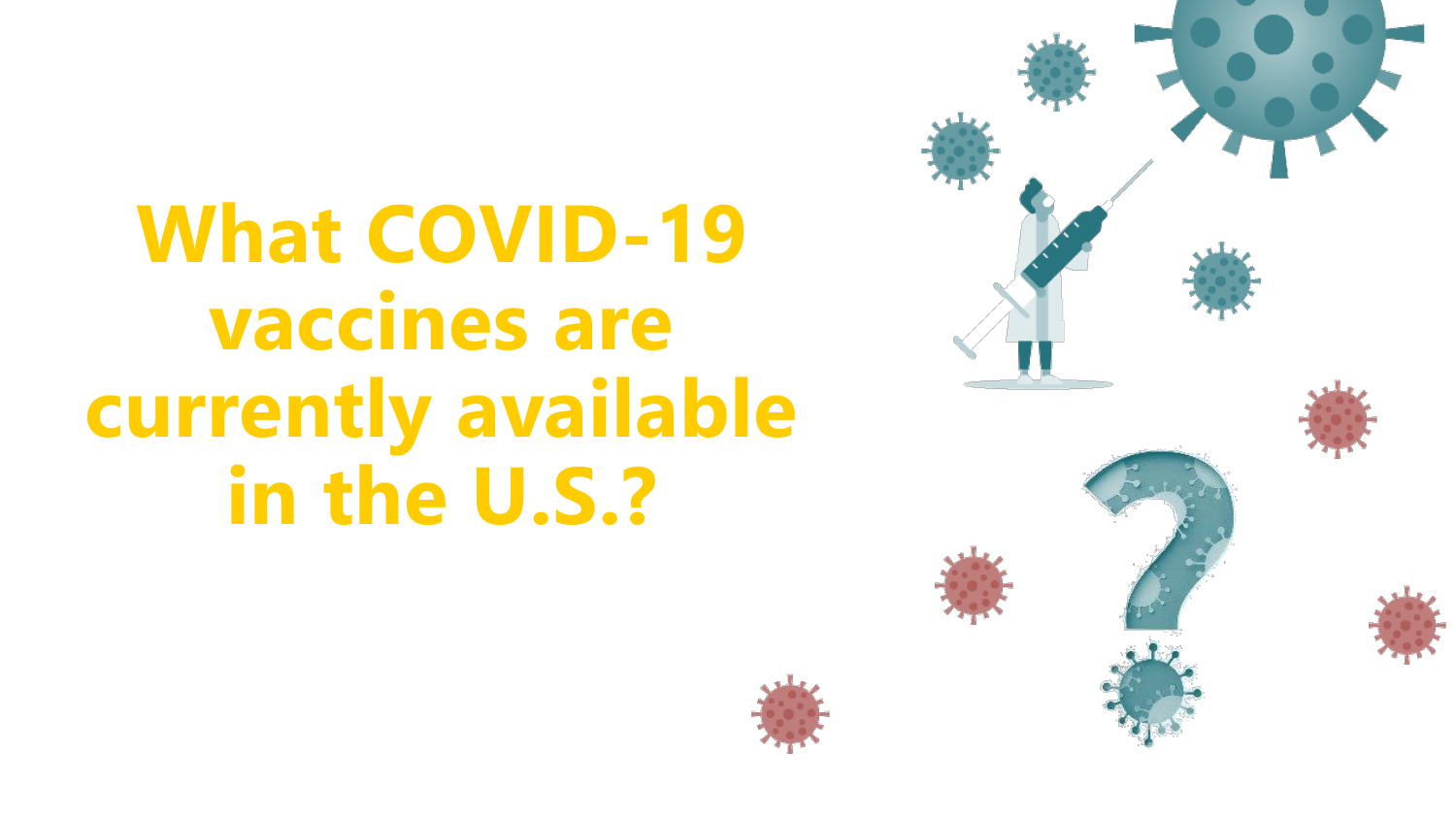# What COVID-19 vaccines are currently available in the U.S.?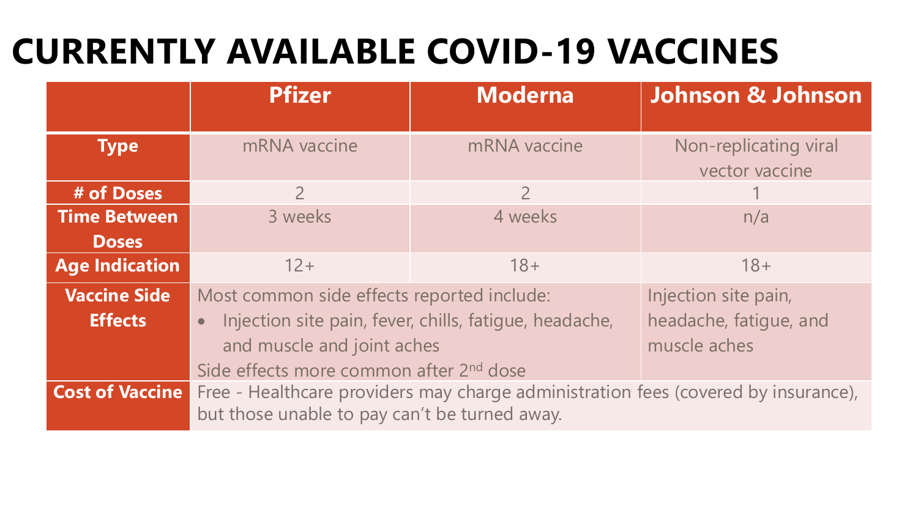# CURRENTLY AVAILABLE COVID-19 VACCINES

| | Pfizer | Moderna | Johnson & Johnson |
|---|---|---|---|
| **Type** | mRNA vaccine | mRNA vaccine | Non-replicating viral vector vaccine |
| **# of Doses** | 2 | 2 | 1 |
| **Time Between Doses** | 3 weeks | 4 weeks | n/a |
| **Age Indication** | 12+ | 18+ | 18+ |
| **Vaccine Side Effects** | Most common side effects reported include: <br>• Injection site pain, fever, chills, fatigue, headache, and muscle and joint aches <br>Side effects more common after 2nd dose | | Injection site pain, headache, fatigue, and muscle aches |
| **Cost of Vaccine** | Free - Healthcare providers may charge administration fees (covered by insurance), but those unable to pay can't be turned away. | | |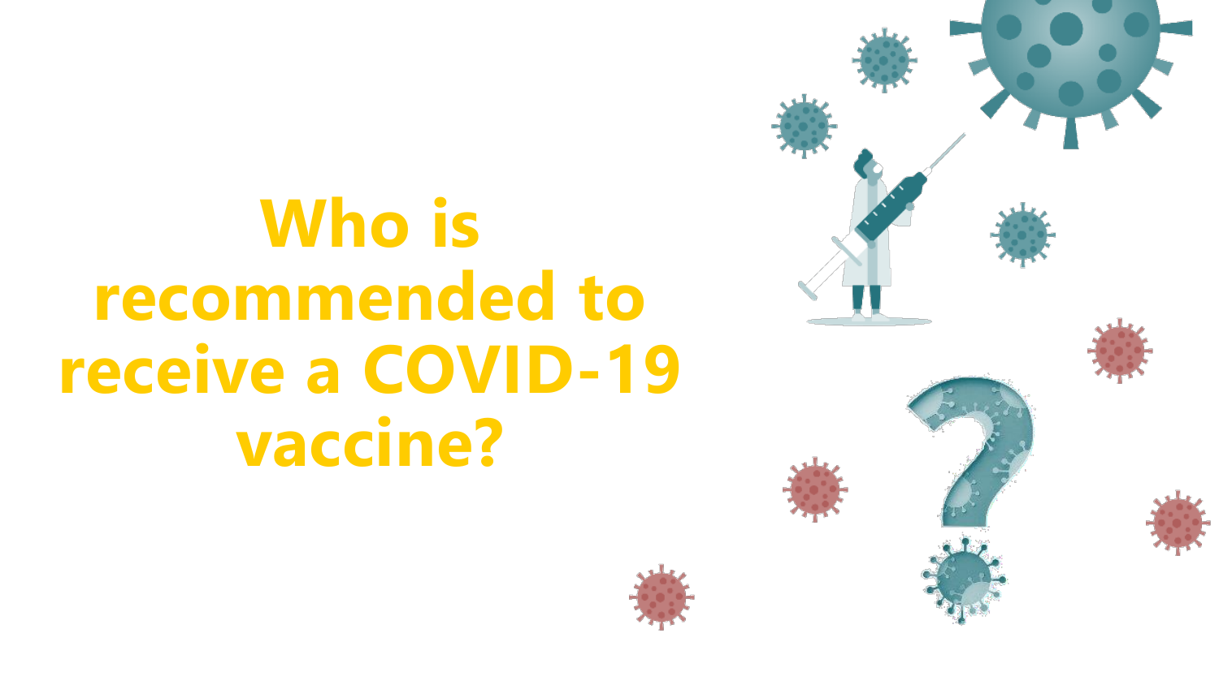# Who is recommended to receive a COVID-19 vaccine?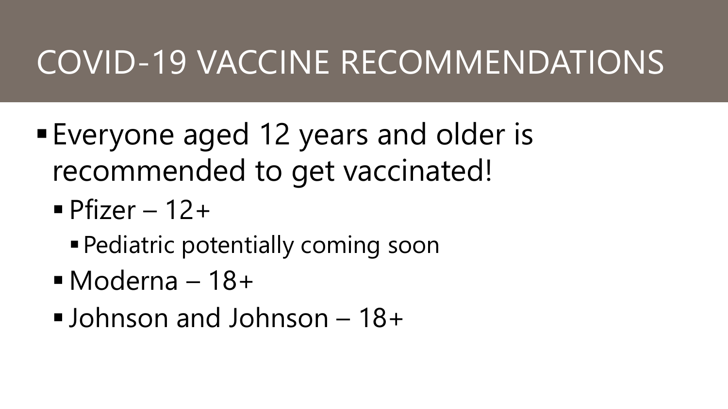# COVID-19 VACCINE RECOMMENDATIONS

- Everyone aged 12 years and older is recommended to get vaccinated!
  - Pfizer – 12+
    - Pediatric potentially coming soon
  - Moderna – 18+
  - Johnson and Johnson – 18+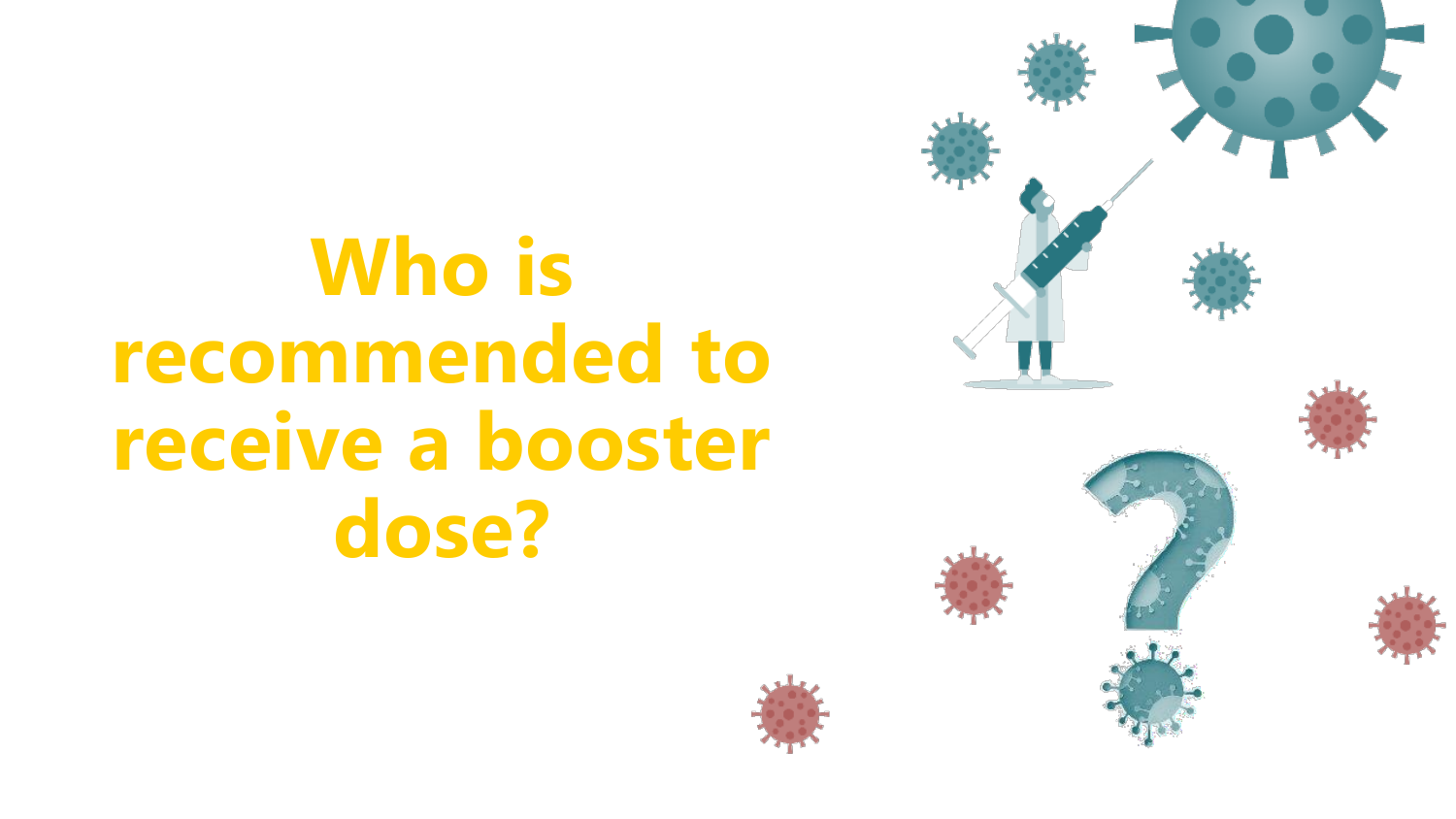# Who is recommended to receive a booster dose?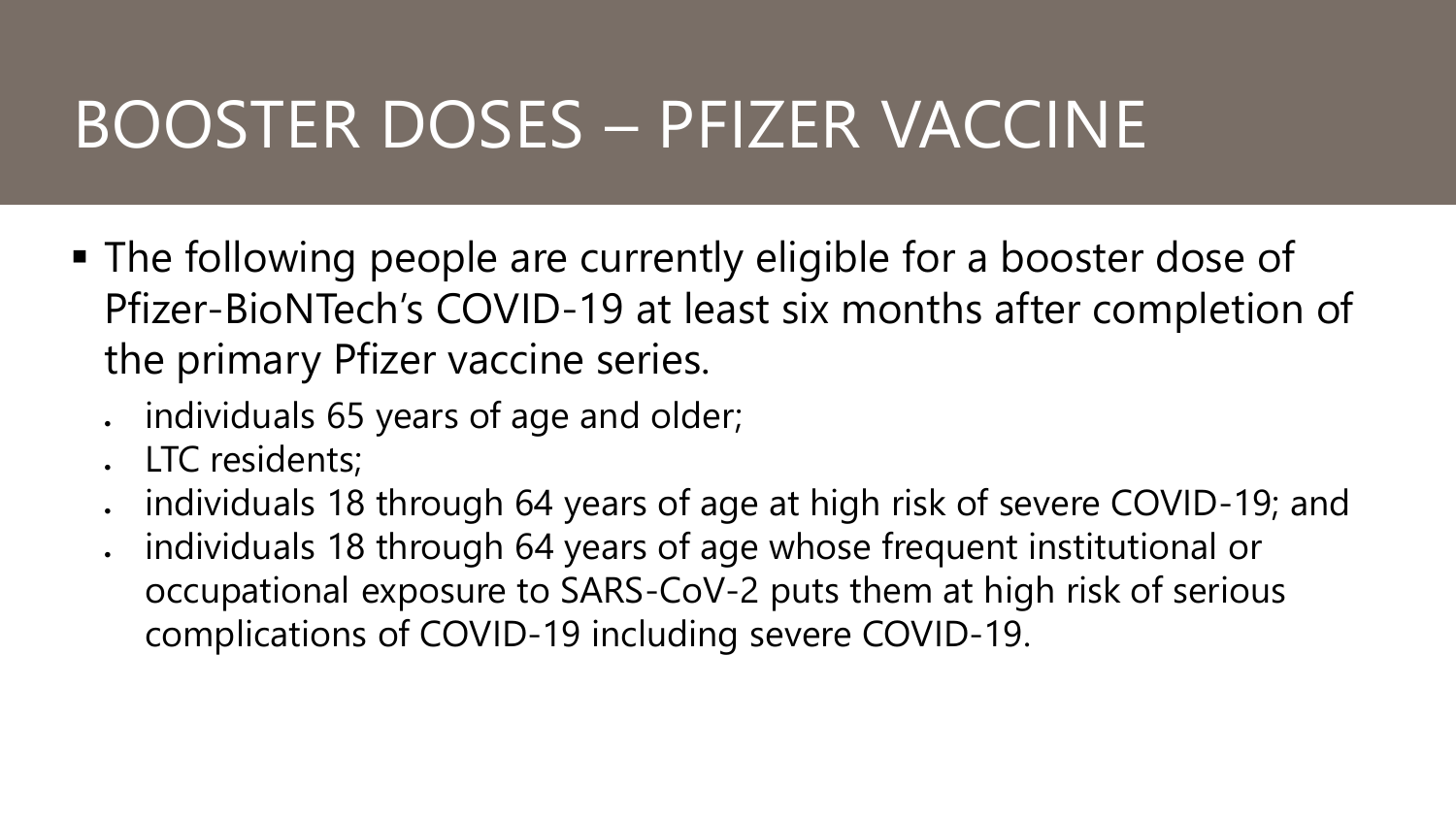# BOOSTER DOSES – PFIZER VACCINE

- The following people are currently eligible for a booster dose of Pfizer-BioNTech's COVID-19 at least six months after completion of the primary Pfizer vaccine series.
  - individuals 65 years of age and older;
  - LTC residents;
  - individuals 18 through 64 years of age at high risk of severe COVID-19; and
  - individuals 18 through 64 years of age whose frequent institutional or occupational exposure to SARS-CoV-2 puts them at high risk of serious complications of COVID-19 including severe COVID-19.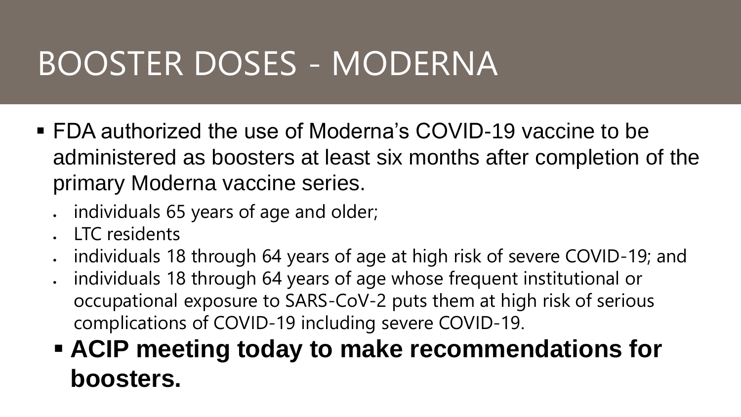# BOOSTER DOSES - MODERNA

- FDA authorized the use of Moderna's COVID-19 vaccine to be administered as boosters at least six months after completion of the primary Moderna vaccine series.
  - individuals 65 years of age and older;
  - LTC residents
  - individuals 18 through 64 years of age at high risk of severe COVID-19; and
  - individuals 18 through 64 years of age whose frequent institutional or occupational exposure to SARS-CoV-2 puts them at high risk of serious complications of COVID-19 including severe COVID-19.
- **ACIP meeting today to make recommendations for boosters.**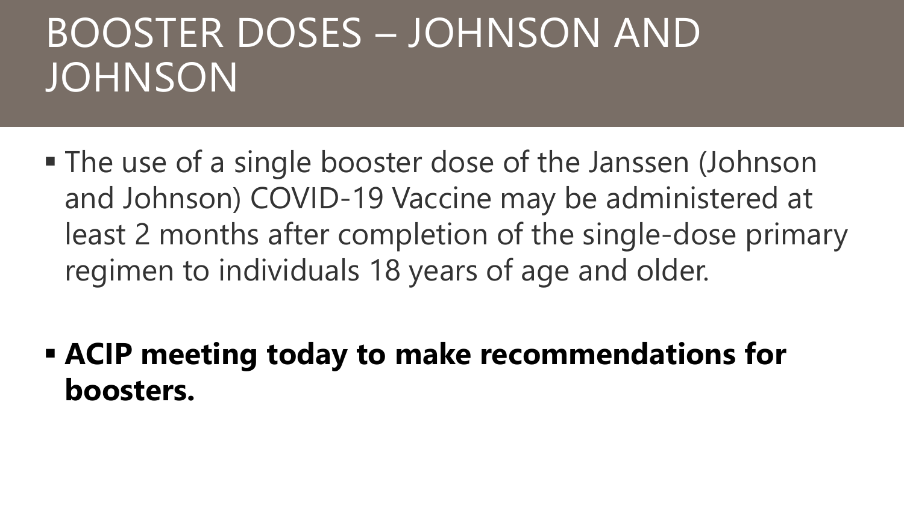# BOOSTER DOSES – JOHNSON AND JOHNSON

- The use of a single booster dose of the Janssen (Johnson and Johnson) COVID-19 Vaccine may be administered at least 2 months after completion of the single-dose primary regimen to individuals 18 years of age and older.
- **ACIP meeting today to make recommendations for boosters.**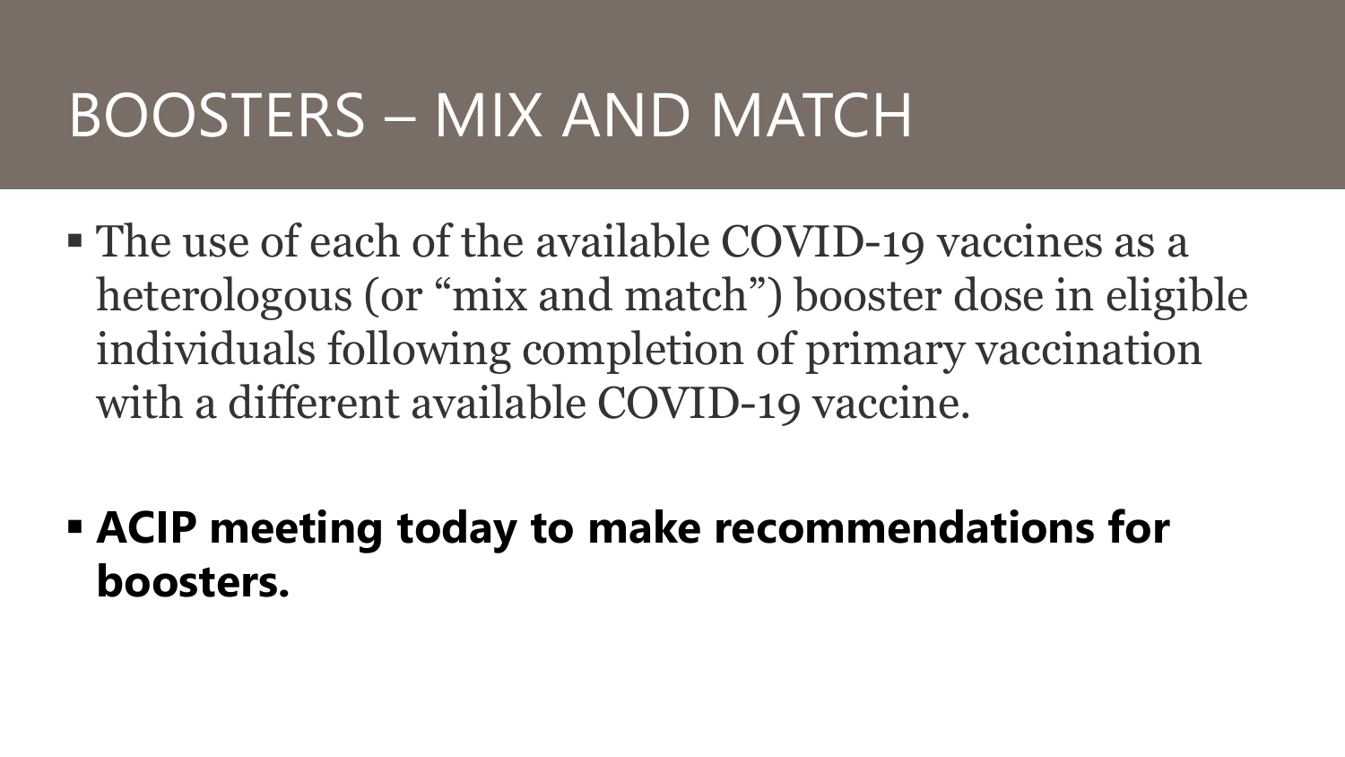# BOOSTERS – MIX AND MATCH

- The use of each of the available COVID-19 vaccines as a heterologous (or "mix and match") booster dose in eligible individuals following completion of primary vaccination with a different available COVID-19 vaccine.

- **ACIP meeting today to make recommendations for boosters.**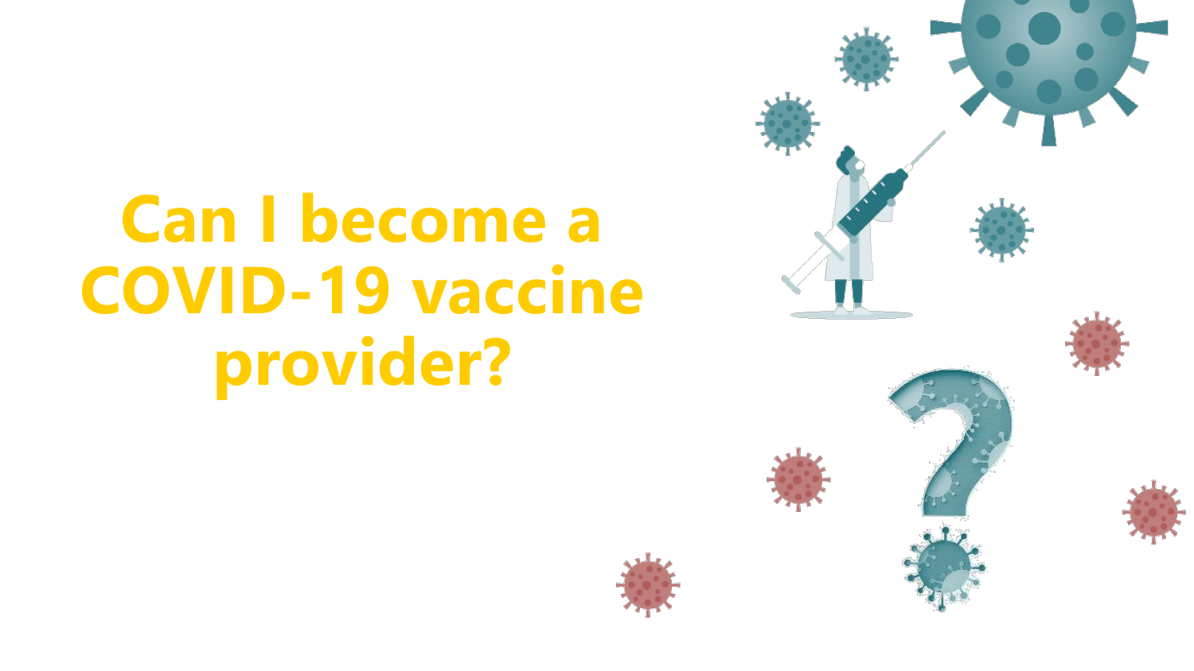# Can I become a COVID-19 vaccine provider?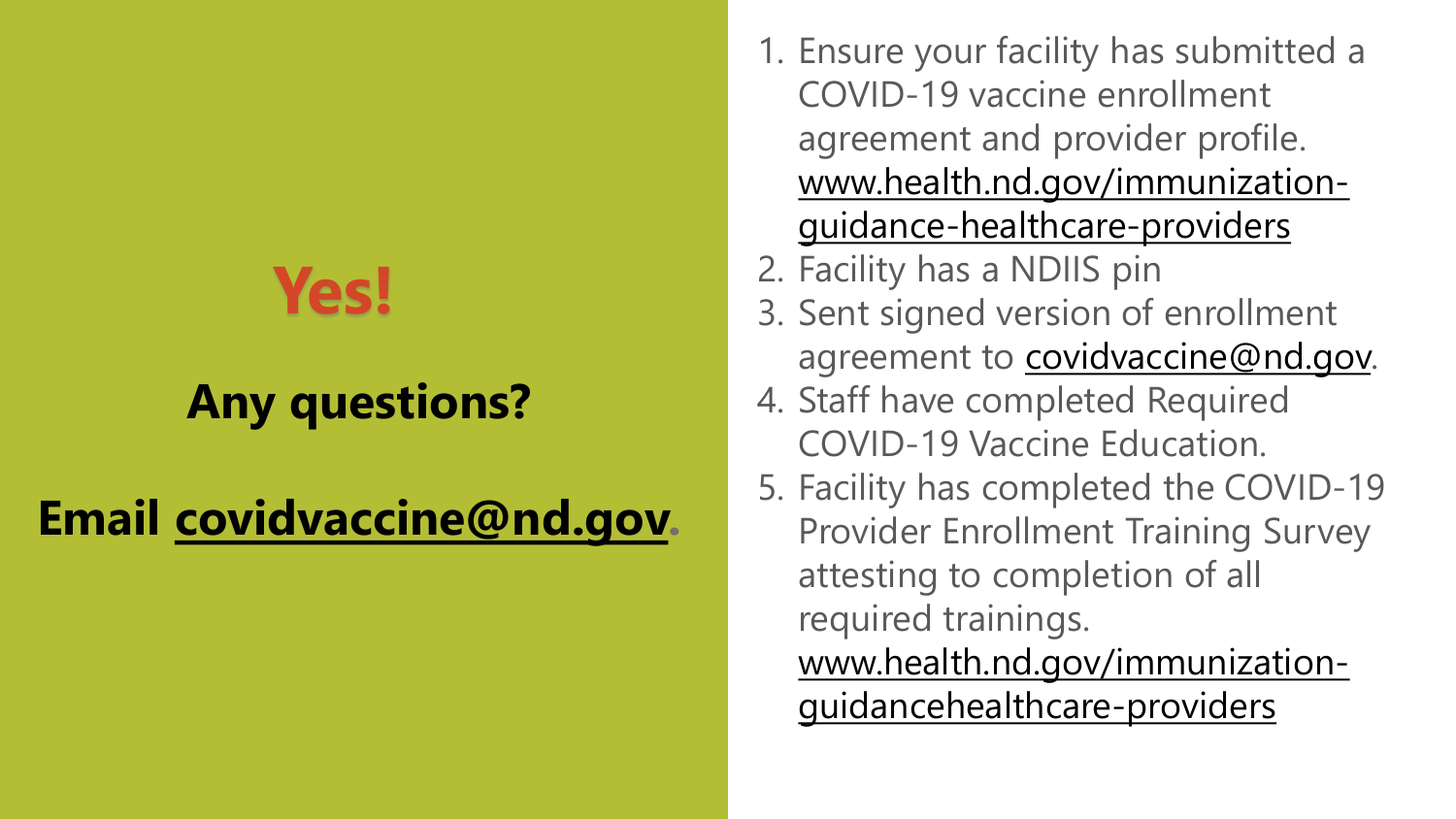# Yes!

**Any questions?**

**Email covidvaccine@nd.gov.**

1. Ensure your facility has submitted a COVID-19 vaccine enrollment agreement and provider profile. www.health.nd.gov/immunization-guidance-healthcare-providers
2. Facility has a NDIIS pin
3. Sent signed version of enrollment agreement to covidvaccine@nd.gov.
4. Staff have completed Required COVID-19 Vaccine Education.
5. Facility has completed the COVID-19 Provider Enrollment Training Survey attesting to completion of all required trainings. www.health.nd.gov/immunization-guidancehealthcare-providers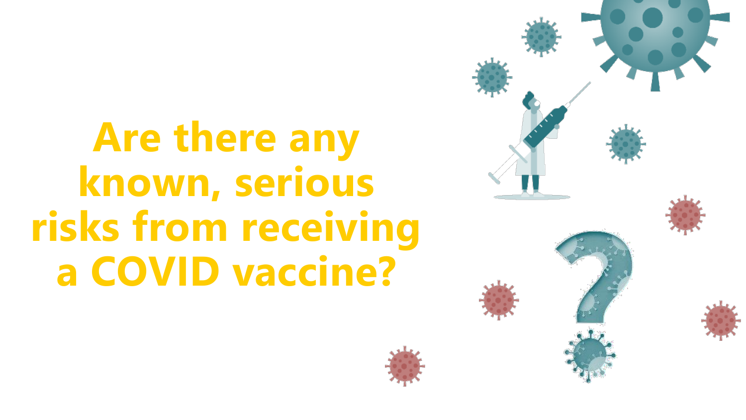# Are there any known, serious risks from receiving a COVID vaccine?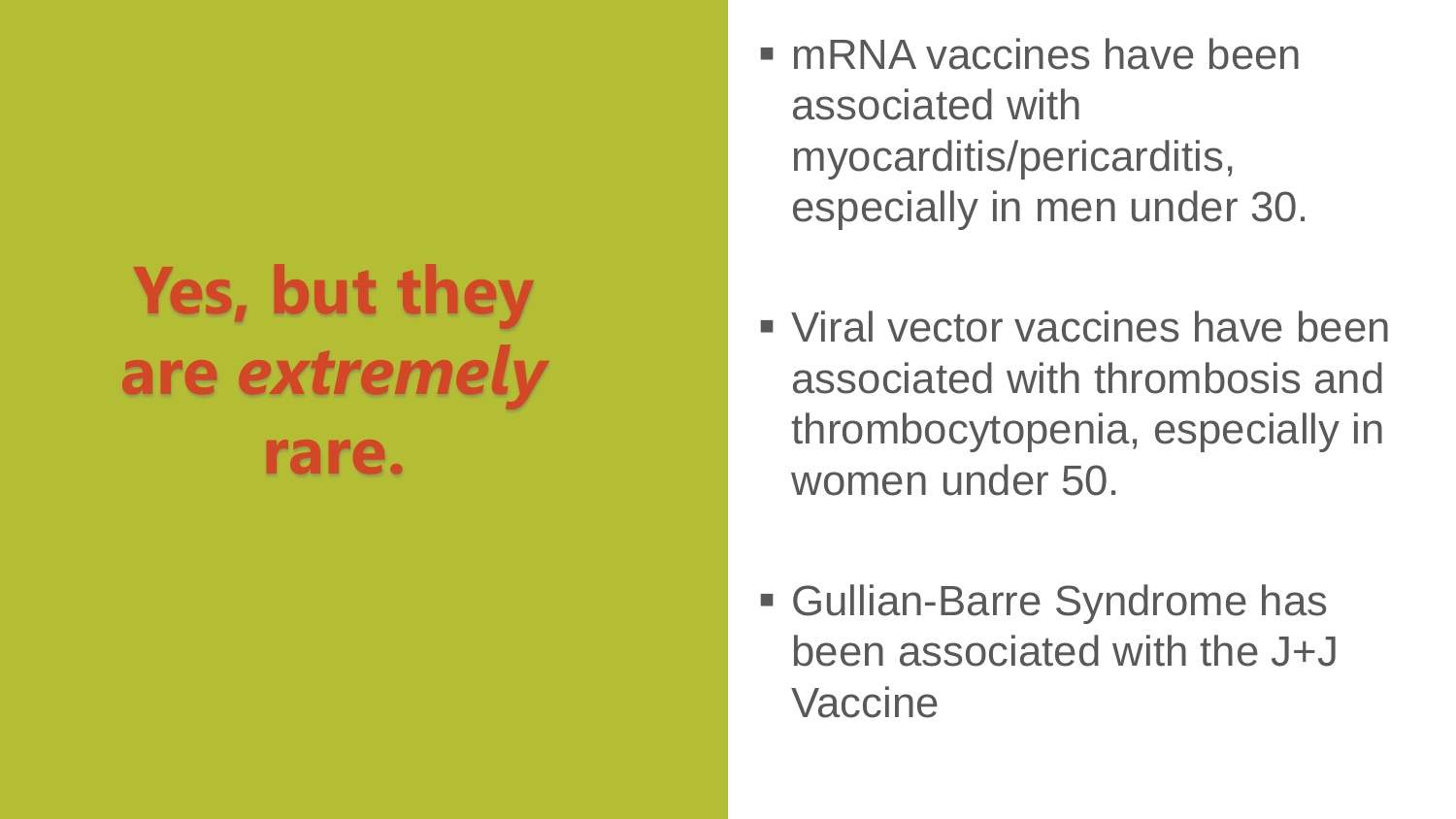# Yes, but they are *extremely* rare.

- mRNA vaccines have been associated with myocarditis/pericarditis, especially in men under 30.
- Viral vector vaccines have been associated with thrombosis and thrombocytopenia, especially in women under 50.
- Gullian-Barre Syndrome has been associated with the J+J Vaccine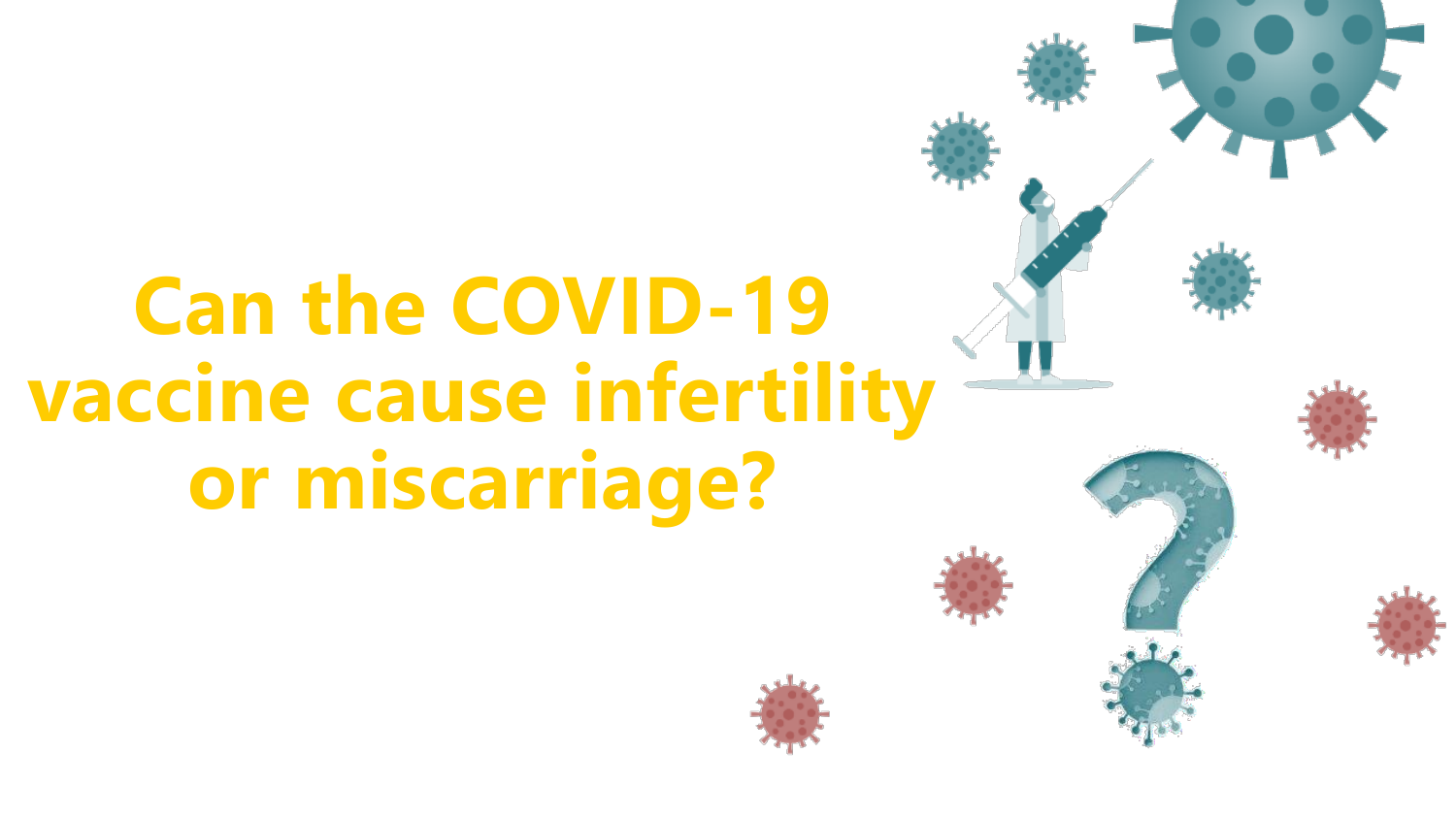# Can the COVID-19 vaccine cause infertility or miscarriage?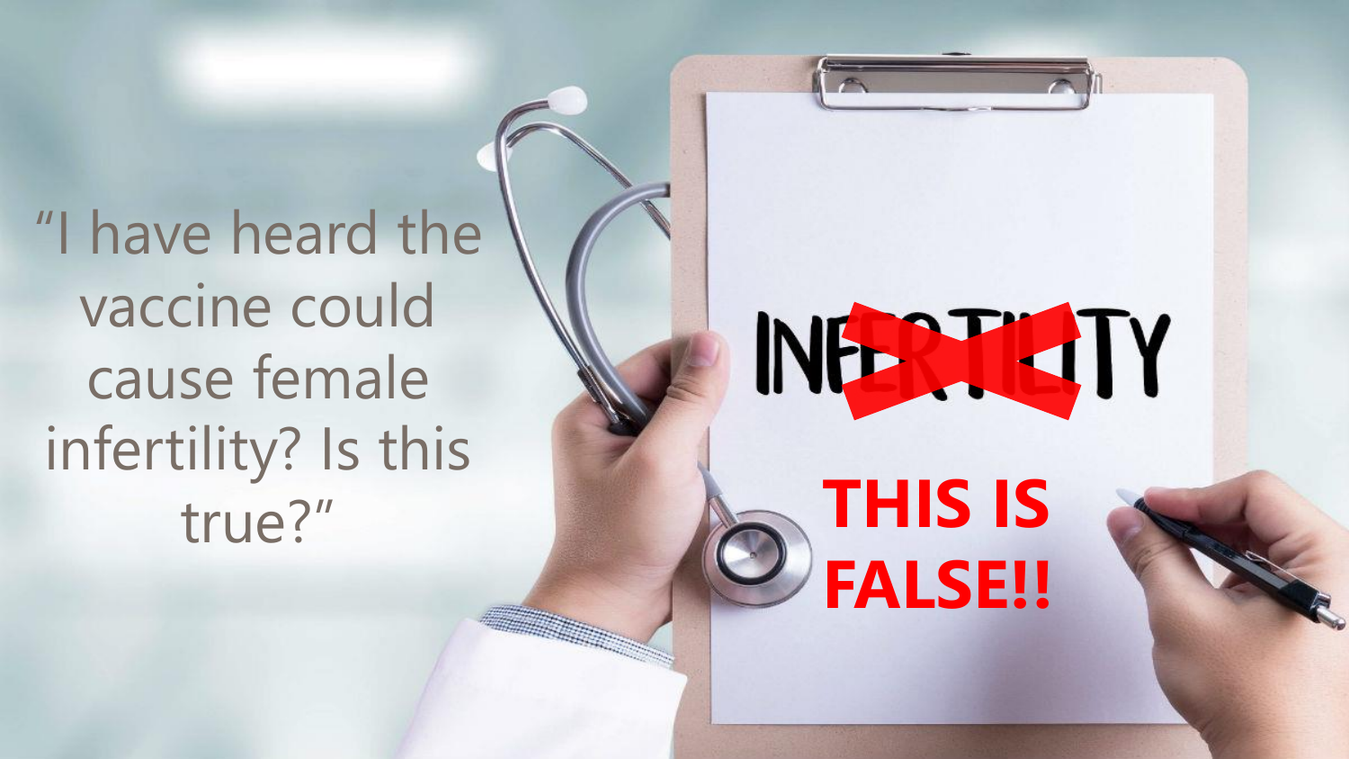"I have heard the vaccine could cause female infertility? Is this true?"

INFERTILITY

**THIS IS FALSE!!**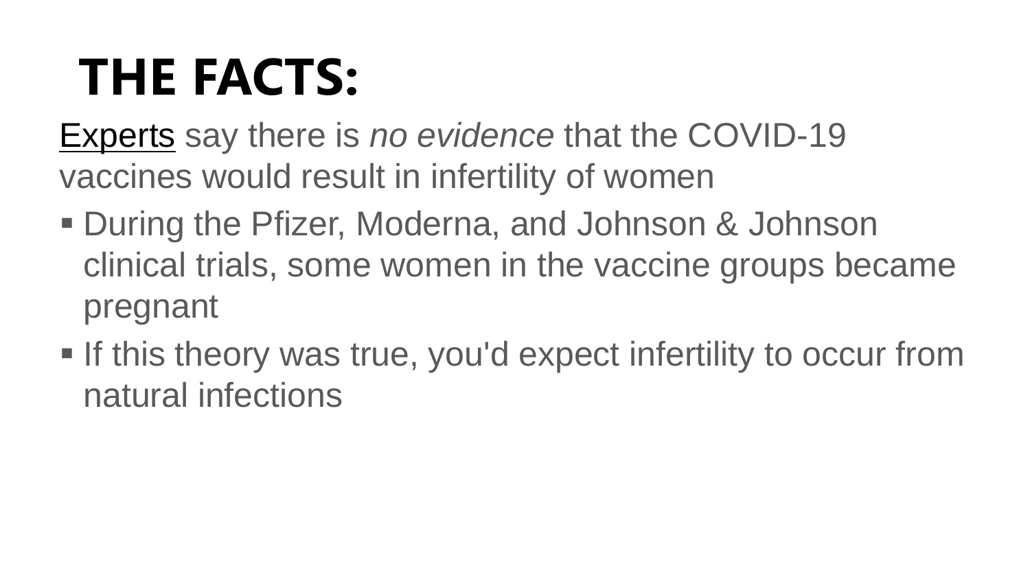# THE FACTS:

Experts say there is *no evidence* that the COVID-19 vaccines would result in infertility of women

- During the Pfizer, Moderna, and Johnson & Johnson clinical trials, some women in the vaccine groups became pregnant
- If this theory was true, you'd expect infertility to occur from natural infections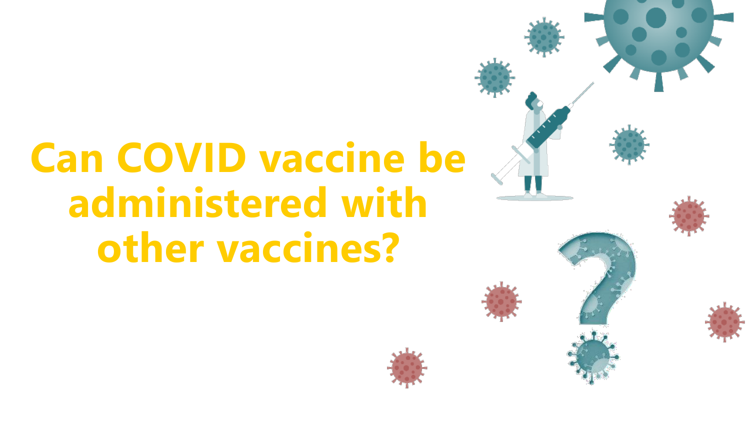# Can COVID vaccine be administered with other vaccines?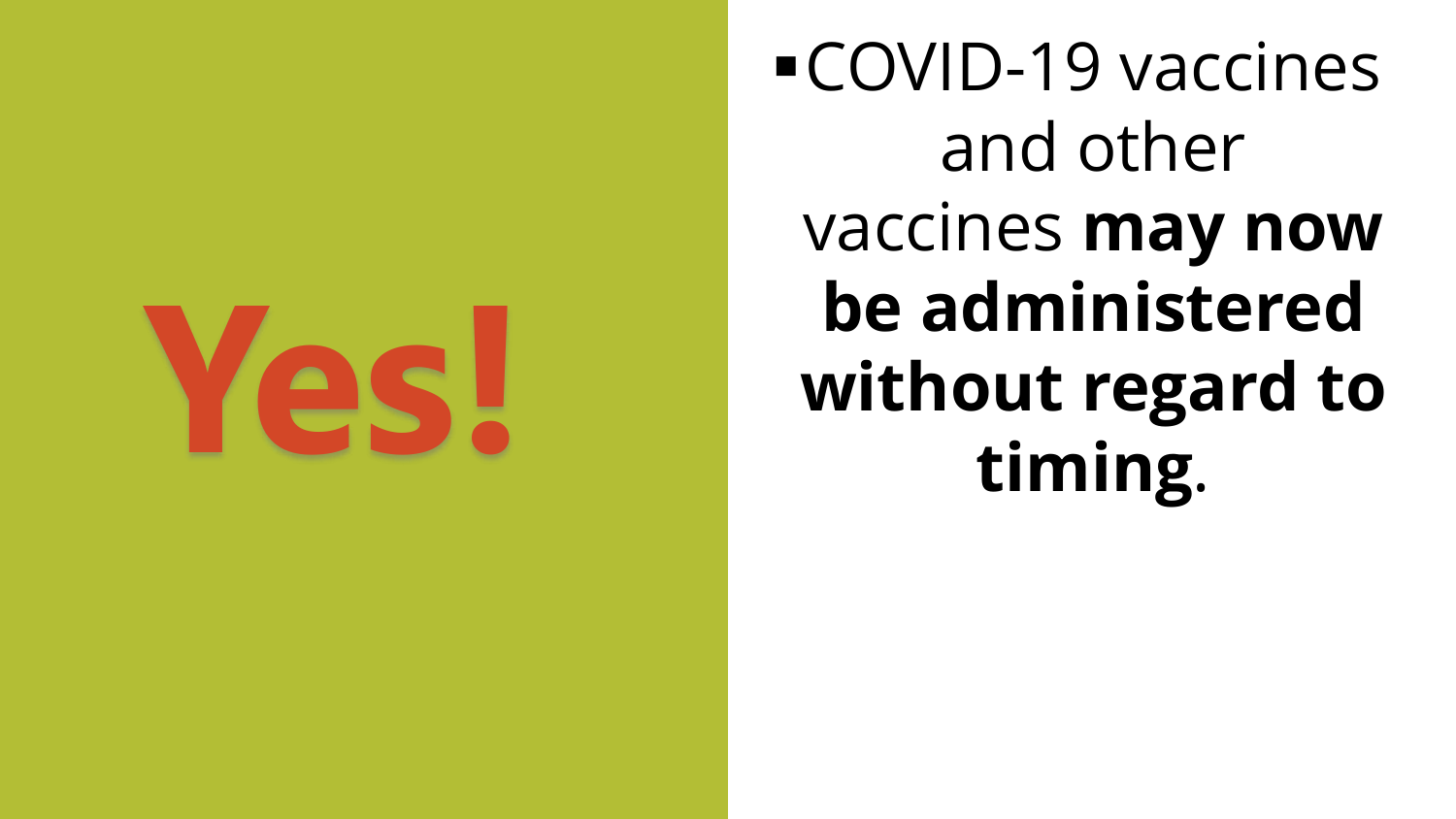# Yes!

- COVID-19 vaccines and other vaccines **may now be administered without regard to timing**.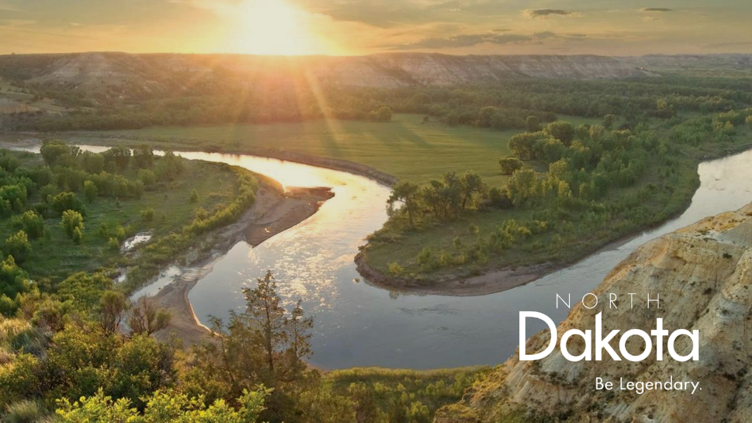NORTH

Dakota

Be Legendary.